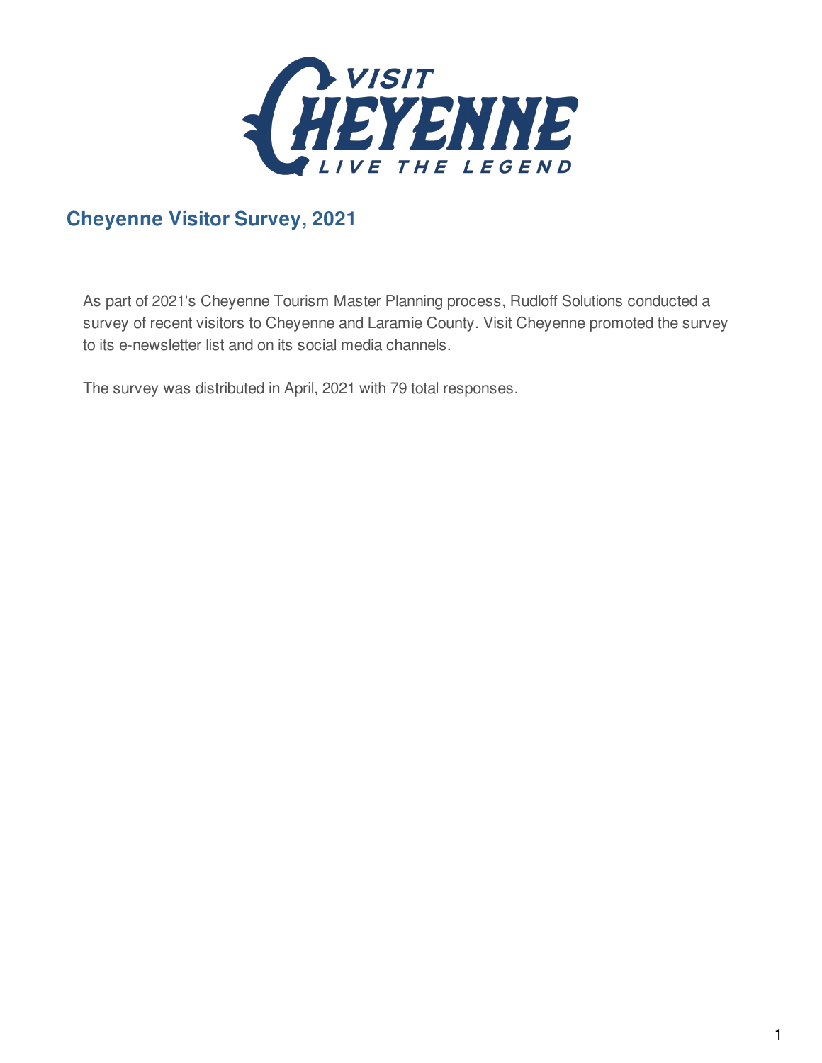# Cheyenne Visitor Survey, 2021

As part of 2021's Cheyenne Tourism Master Planning process, Rudloff Solutions conducted a survey of recent visitors to Cheyenne and Laramie County. Visit Cheyenne promoted the survey to its e-newsletter list and on its social media channels.

The survey was distributed in April, 2021 with 79 total responses.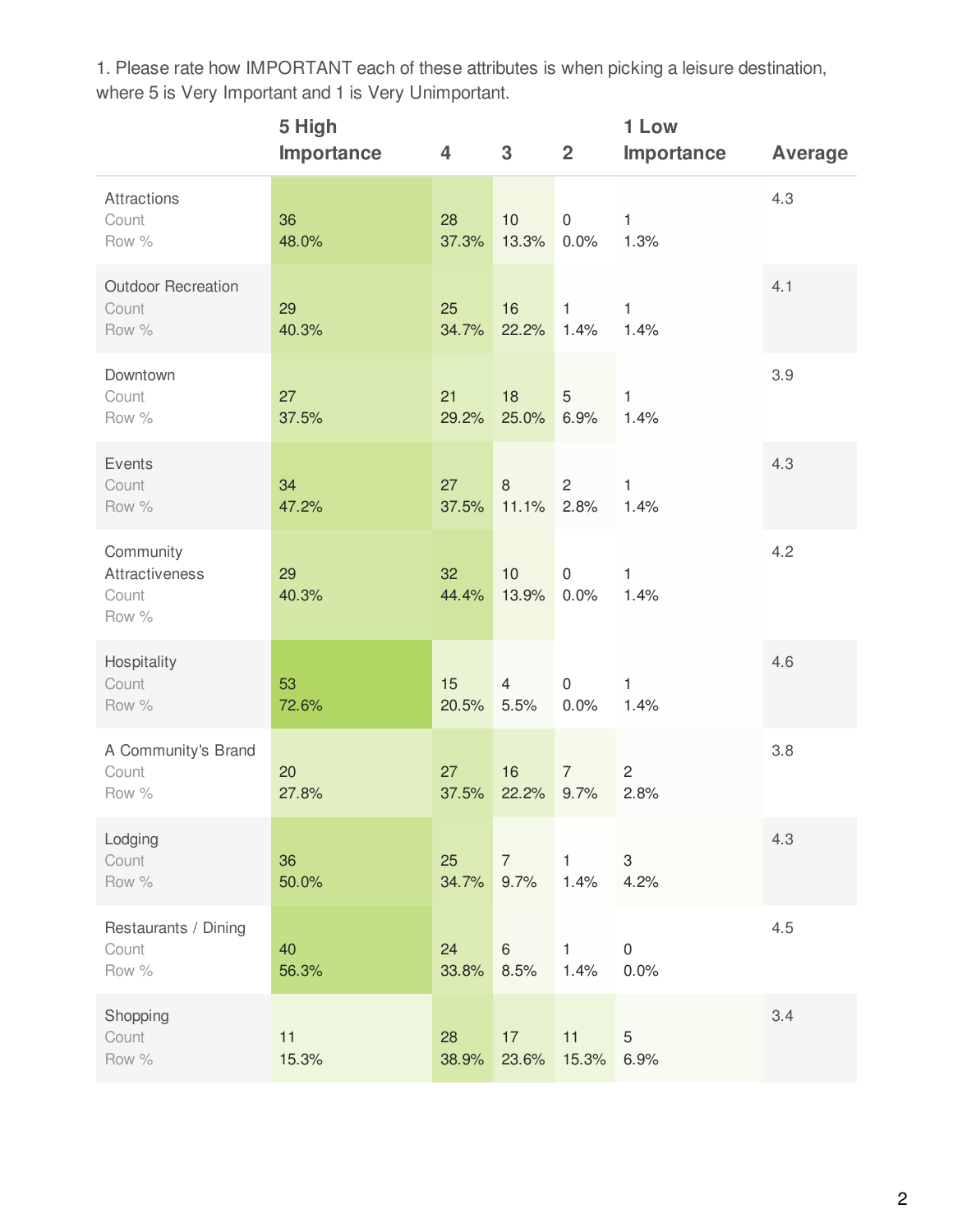1. Please rate how IMPORTANT each of these attributes is when picking a leisure destination, where 5 is Very Important and 1 is Very Unimportant.

| | 5 High Importance | 4 | 3 | 2 | 1 Low Importance | Average |
|---|---|---|---|---|---|---|
| **Attractions** | | | | | | 4.3 |
| Count | 36 | 28 | 10 | 0 | 1 | |
| Row % | 48.0% | 37.3% | 13.3% | 0.0% | 1.3% | |
| **Outdoor Recreation** | | | | | | 4.1 |
| Count | 29 | 25 | 16 | 1 | 1 | |
| Row % | 40.3% | 34.7% | 22.2% | 1.4% | 1.4% | |
| **Downtown** | | | | | | 3.9 |
| Count | 27 | 21 | 18 | 5 | 1 | |
| Row % | 37.5% | 29.2% | 25.0% | 6.9% | 1.4% | |
| **Events** | | | | | | 4.3 |
| Count | 34 | 27 | 8 | 2 | 1 | |
| Row % | 47.2% | 37.5% | 11.1% | 2.8% | 1.4% | |
| **Community Attractiveness** | | | | | | 4.2 |
| Count | 29 | 32 | 10 | 0 | 1 | |
| Row % | 40.3% | 44.4% | 13.9% | 0.0% | 1.4% | |
| **Hospitality** | | | | | | 4.6 |
| Count | 53 | 15 | 4 | 0 | 1 | |
| Row % | 72.6% | 20.5% | 5.5% | 0.0% | 1.4% | |
| **A Community's Brand** | | | | | | 3.8 |
| Count | 20 | 27 | 16 | 7 | 2 | |
| Row % | 27.8% | 37.5% | 22.2% | 9.7% | 2.8% | |
| **Lodging** | | | | | | 4.3 |
| Count | 36 | 25 | 7 | 1 | 3 | |
| Row % | 50.0% | 34.7% | 9.7% | 1.4% | 4.2% | |
| **Restaurants / Dining** | | | | | | 4.5 |
| Count | 40 | 24 | 6 | 1 | 0 | |
| Row % | 56.3% | 33.8% | 8.5% | 1.4% | 0.0% | |
| **Shopping** | | | | | | 3.4 |
| Count | 11 | 28 | 17 | 11 | 5 | |
| Row % | 15.3% | 38.9% | 23.6% | 15.3% | 6.9% | |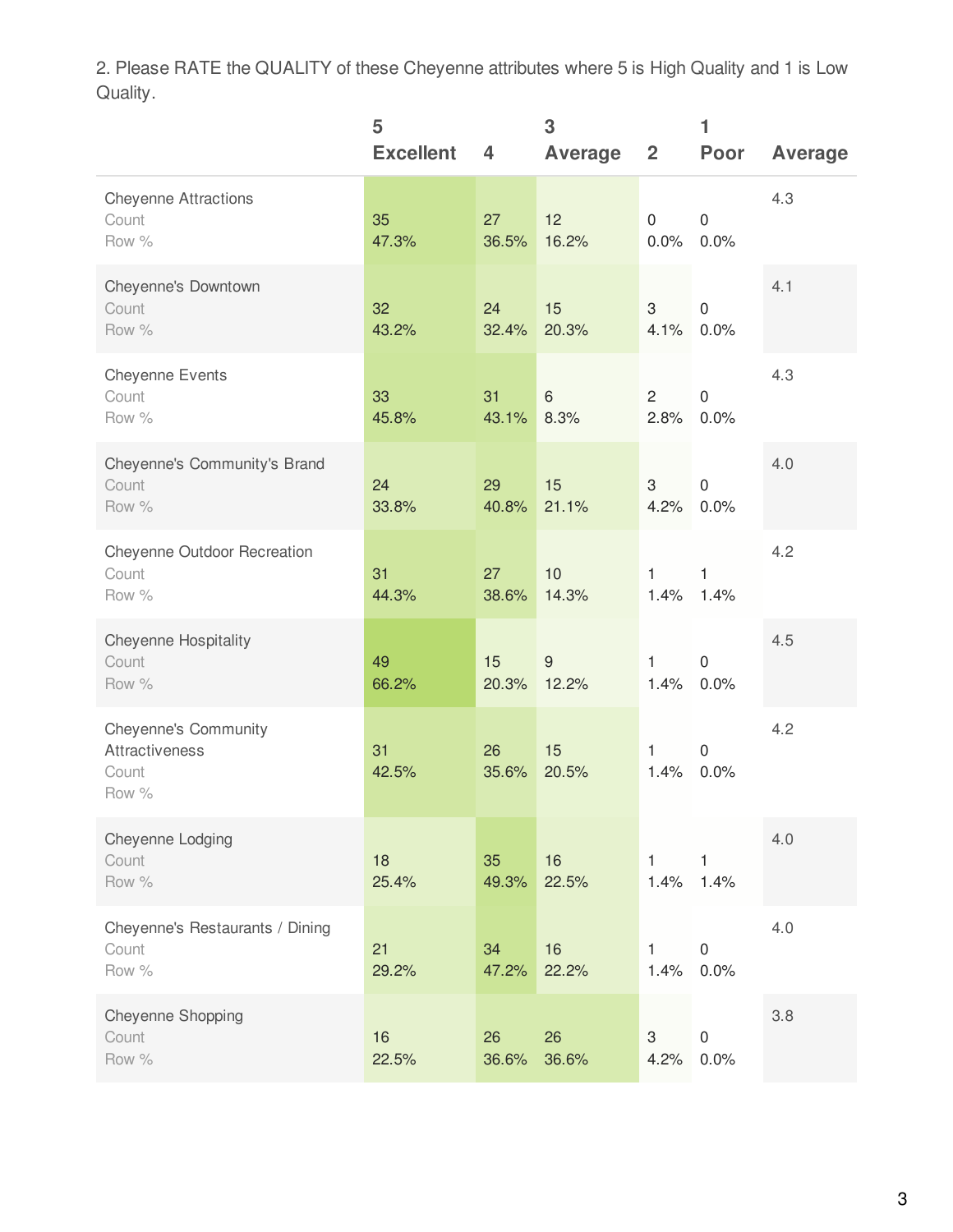2. Please RATE the QUALITY of these Cheyenne attributes where 5 is High Quality and 1 is Low Quality.

| | 5 Excellent | 4 | 3 Average | 2 | 1 Poor | Average |
|---|---|---|---|---|---|---|
| **Cheyenne Attractions** | | | | | | 4.3 |
| Count | 35 | 27 | 12 | 0 | 0 | |
| Row % | 47.3% | 36.5% | 16.2% | 0.0% | 0.0% | |
| **Cheyenne's Downtown** | | | | | | 4.1 |
| Count | 32 | 24 | 15 | 3 | 0 | |
| Row % | 43.2% | 32.4% | 20.3% | 4.1% | 0.0% | |
| **Cheyenne Events** | | | | | | 4.3 |
| Count | 33 | 31 | 6 | 2 | 0 | |
| Row % | 45.8% | 43.1% | 8.3% | 2.8% | 0.0% | |
| **Cheyenne's Community's Brand** | | | | | | 4.0 |
| Count | 24 | 29 | 15 | 3 | 0 | |
| Row % | 33.8% | 40.8% | 21.1% | 4.2% | 0.0% | |
| **Cheyenne Outdoor Recreation** | | | | | | 4.2 |
| Count | 31 | 27 | 10 | 1 | 1 | |
| Row % | 44.3% | 38.6% | 14.3% | 1.4% | 1.4% | |
| **Cheyenne Hospitality** | | | | | | 4.5 |
| Count | 49 | 15 | 9 | 1 | 0 | |
| Row % | 66.2% | 20.3% | 12.2% | 1.4% | 0.0% | |
| **Cheyenne's Community Attractiveness** | | | | | | 4.2 |
| Count | 31 | 26 | 15 | 1 | 0 | |
| Row % | 42.5% | 35.6% | 20.5% | 1.4% | 0.0% | |
| **Cheyenne Lodging** | | | | | | 4.0 |
| Count | 18 | 35 | 16 | 1 | 1 | |
| Row % | 25.4% | 49.3% | 22.5% | 1.4% | 1.4% | |
| **Cheyenne's Restaurants / Dining** | | | | | | 4.0 |
| Count | 21 | 34 | 16 | 1 | 0 | |
| Row % | 29.2% | 47.2% | 22.2% | 1.4% | 0.0% | |
| **Cheyenne Shopping** | | | | | | 3.8 |
| Count | 16 | 26 | 26 | 3 | 0 | |
| Row % | 22.5% | 36.6% | 36.6% | 4.2% | 0.0% | |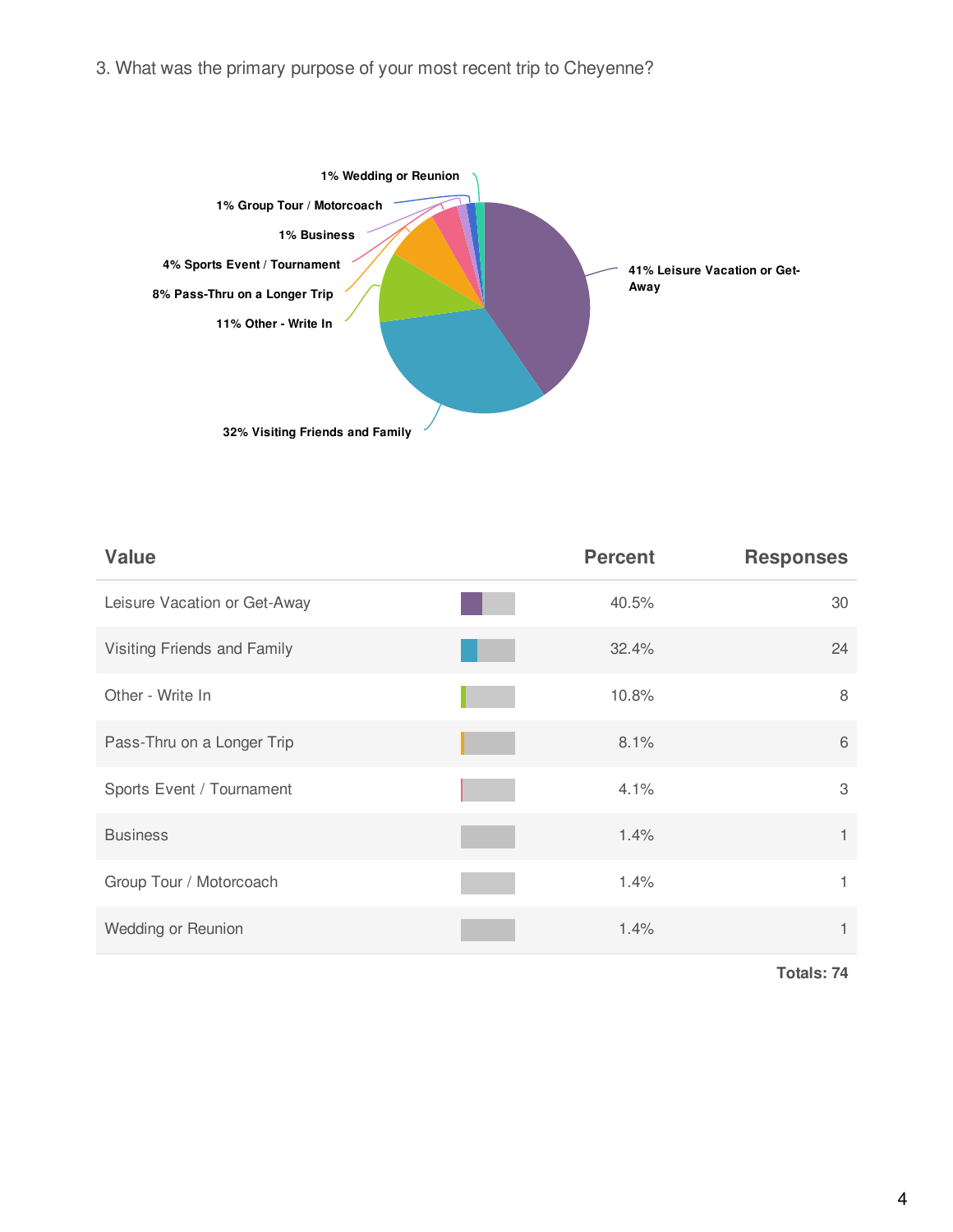3. What was the primary purpose of your most recent trip to Cheyenne?

1% Wedding or Reunion

1% Group Tour / Motorcoach

1% Business

4% Sports Event / Tournament

8% Pass-Thru on a Longer Trip

11% Other - Write In

41% Leisure Vacation or Get-Away

32% Visiting Friends and Family

| Value | Percent | Responses |
|---|---|---|
| Leisure Vacation or Get-Away | 40.5% | 30 |
| Visiting Friends and Family | 32.4% | 24 |
| Other - Write In | 10.8% | 8 |
| Pass-Thru on a Longer Trip | 8.1% | 6 |
| Sports Event / Tournament | 4.1% | 3 |
| Business | 1.4% | 1 |
| Group Tour / Motorcoach | 1.4% | 1 |
| Wedding or Reunion | 1.4% | 1 |

**Totals: 74**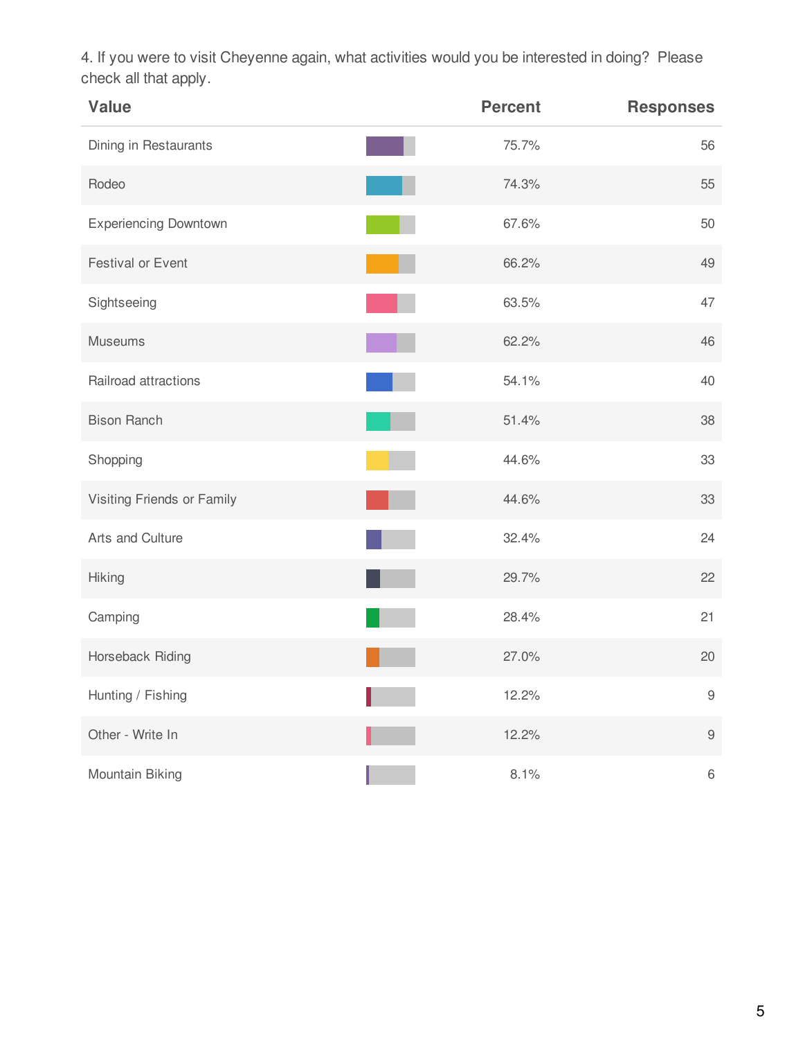4. If you were to visit Cheyenne again, what activities would you be interested in doing? Please check all that apply.

| Value | Percent | Responses |
|---|---|---|
| Dining in Restaurants | 75.7% | 56 |
| Rodeo | 74.3% | 55 |
| Experiencing Downtown | 67.6% | 50 |
| Festival or Event | 66.2% | 49 |
| Sightseeing | 63.5% | 47 |
| Museums | 62.2% | 46 |
| Railroad attractions | 54.1% | 40 |
| Bison Ranch | 51.4% | 38 |
| Shopping | 44.6% | 33 |
| Visiting Friends or Family | 44.6% | 33 |
| Arts and Culture | 32.4% | 24 |
| Hiking | 29.7% | 22 |
| Camping | 28.4% | 21 |
| Horseback Riding | 27.0% | 20 |
| Hunting / Fishing | 12.2% | 9 |
| Other - Write In | 12.2% | 9 |
| Mountain Biking | 8.1% | 6 |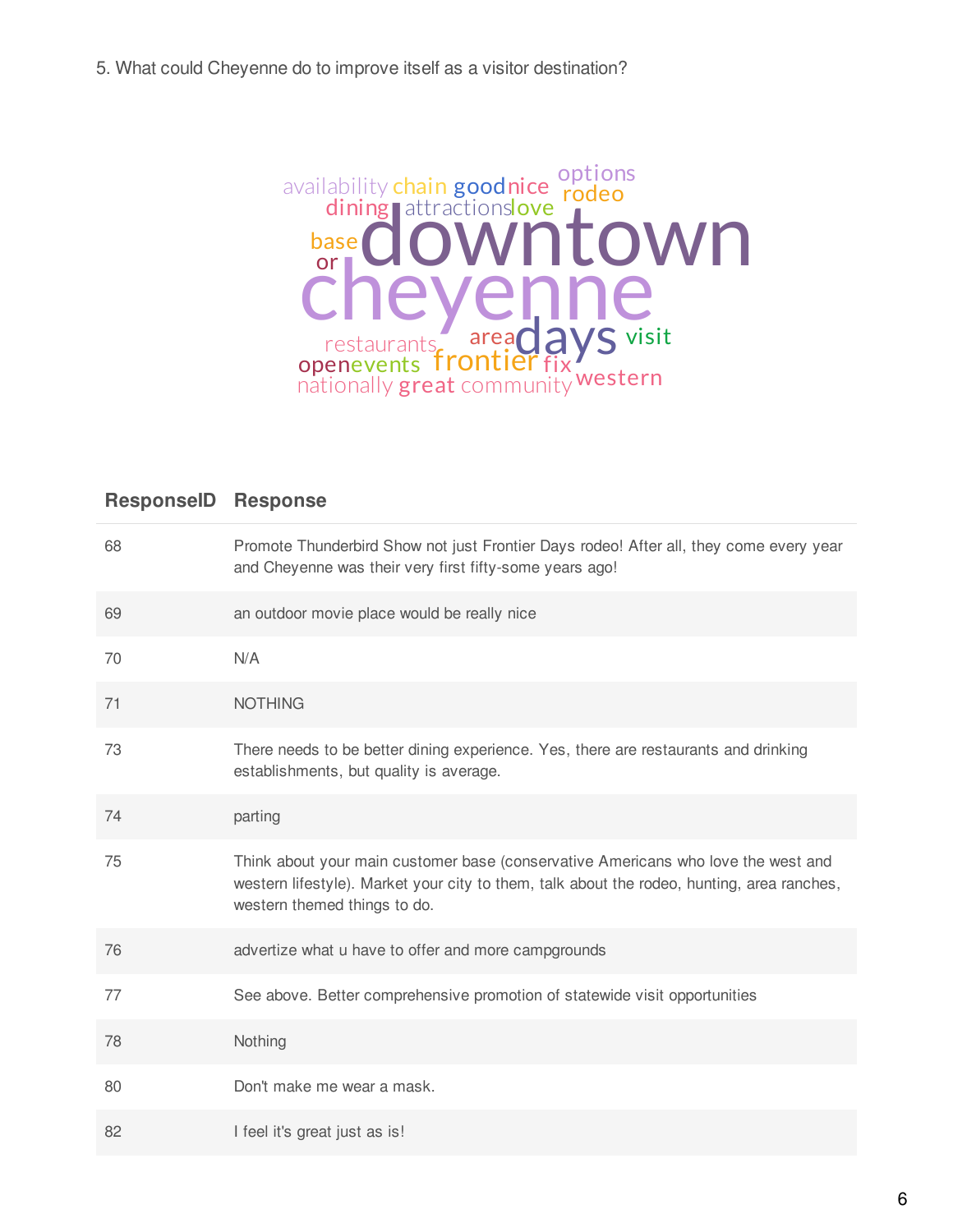5. What could Cheyenne do to improve itself as a visitor destination?

| ResponseID | Response |
|---|---|
| 68 | Promote Thunderbird Show not just Frontier Days rodeo! After all, they come every year and Cheyenne was their very first fifty-some years ago! |
| 69 | an outdoor movie place would be really nice |
| 70 | N/A |
| 71 | NOTHING |
| 73 | There needs to be better dining experience. Yes, there are restaurants and drinking establishments, but quality is average. |
| 74 | parting |
| 75 | Think about your main customer base (conservative Americans who love the west and western lifestyle). Market your city to them, talk about the rodeo, hunting, area ranches, western themed things to do. |
| 76 | advertize what u have to offer and more campgrounds |
| 77 | See above. Better comprehensive promotion of statewide visit opportunities |
| 78 | Nothing |
| 80 | Don't make me wear a mask. |
| 82 | I feel it's great just as is! |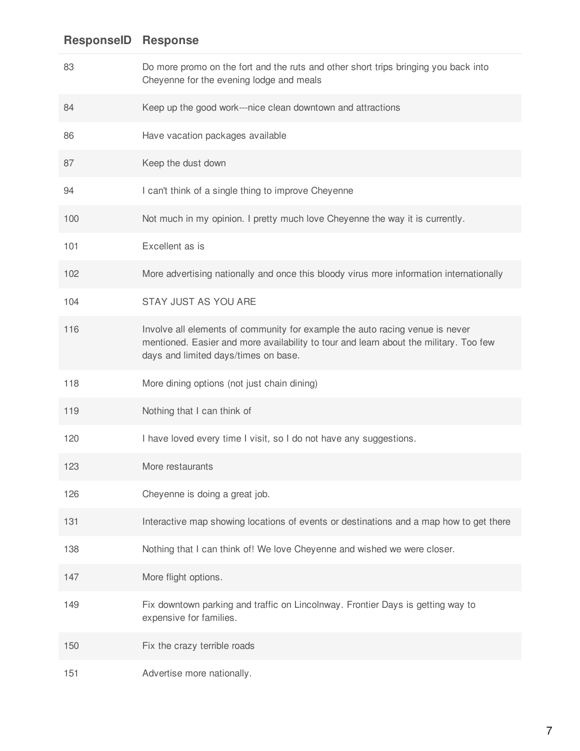| ResponseID | Response |
|---|---|
| 83 | Do more promo on the fort and the ruts and other short trips bringing you back into Cheyenne for the evening lodge and meals |
| 84 | Keep up the good work---nice clean downtown and attractions |
| 86 | Have vacation packages available |
| 87 | Keep the dust down |
| 94 | I can't think of a single thing to improve Cheyenne |
| 100 | Not much in my opinion. I pretty much love Cheyenne the way it is currently. |
| 101 | Excellent as is |
| 102 | More advertising nationally and once this bloody virus more information internationally |
| 104 | STAY JUST AS YOU ARE |
| 116 | Involve all elements of community for example the auto racing venue is never mentioned. Easier and more availability to tour and learn about the military. Too few days and limited days/times on base. |
| 118 | More dining options (not just chain dining) |
| 119 | Nothing that I can think of |
| 120 | I have loved every time I visit, so I do not have any suggestions. |
| 123 | More restaurants |
| 126 | Cheyenne is doing a great job. |
| 131 | Interactive map showing locations of events or destinations and a map how to get there |
| 138 | Nothing that I can think of! We love Cheyenne and wished we were closer. |
| 147 | More flight options. |
| 149 | Fix downtown parking and traffic on Lincolnway. Frontier Days is getting way to expensive for families. |
| 150 | Fix the crazy terrible roads |
| 151 | Advertise more nationally. |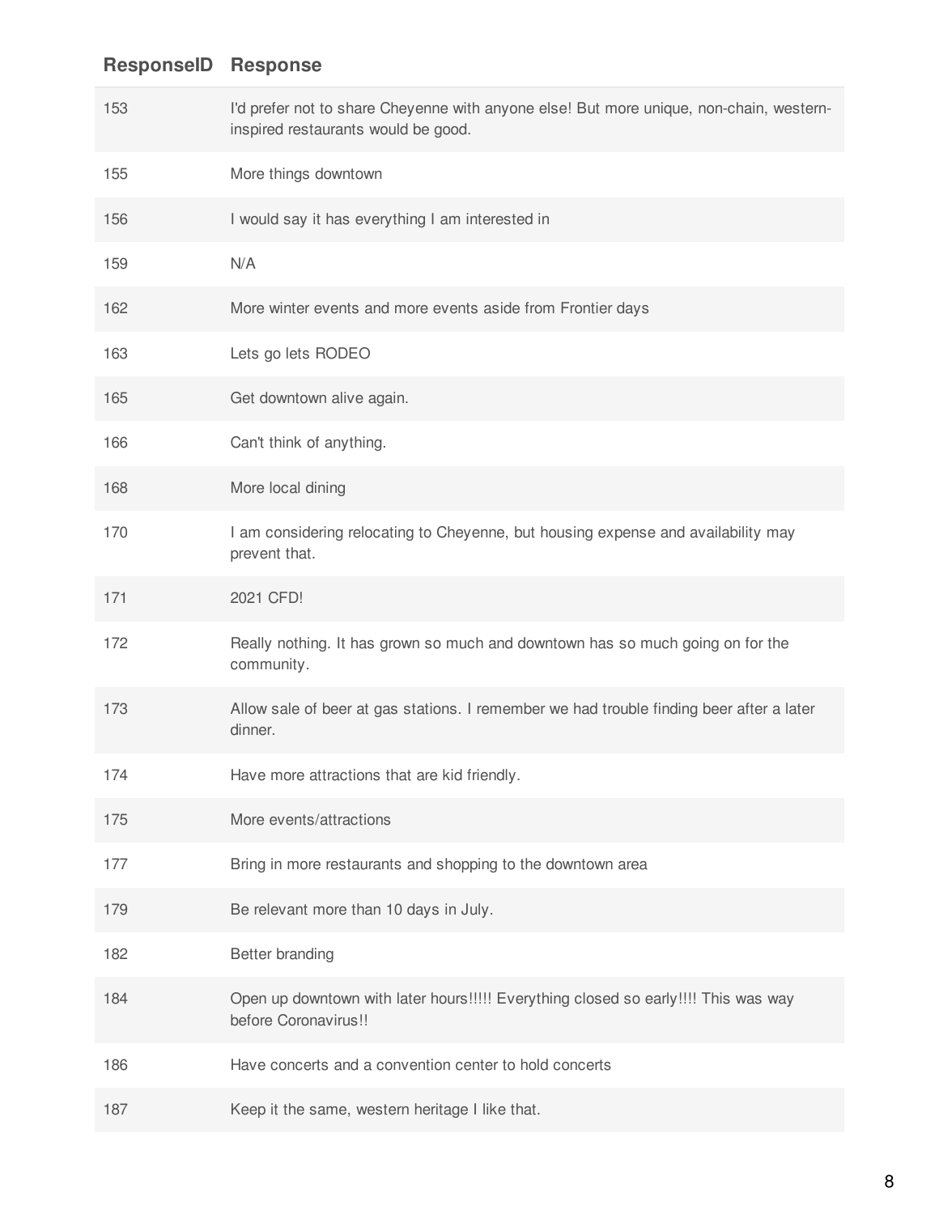| ResponseID | Response |
|---|---|
| 153 | I'd prefer not to share Cheyenne with anyone else! But more unique, non-chain, western-inspired restaurants would be good. |
| 155 | More things downtown |
| 156 | I would say it has everything I am interested in |
| 159 | N/A |
| 162 | More winter events and more events aside from Frontier days |
| 163 | Lets go lets RODEO |
| 165 | Get downtown alive again. |
| 166 | Can't think of anything. |
| 168 | More local dining |
| 170 | I am considering relocating to Cheyenne, but housing expense and availability may prevent that. |
| 171 | 2021 CFD! |
| 172 | Really nothing. It has grown so much and downtown has so much going on for the community. |
| 173 | Allow sale of beer at gas stations. I remember we had trouble finding beer after a later dinner. |
| 174 | Have more attractions that are kid friendly. |
| 175 | More events/attractions |
| 177 | Bring in more restaurants and shopping to the downtown area |
| 179 | Be relevant more than 10 days in July. |
| 182 | Better branding |
| 184 | Open up downtown with later hours!!!!! Everything closed so early!!!! This was way before Coronavirus!! |
| 186 | Have concerts and a convention center to hold concerts |
| 187 | Keep it the same, western heritage I like that. |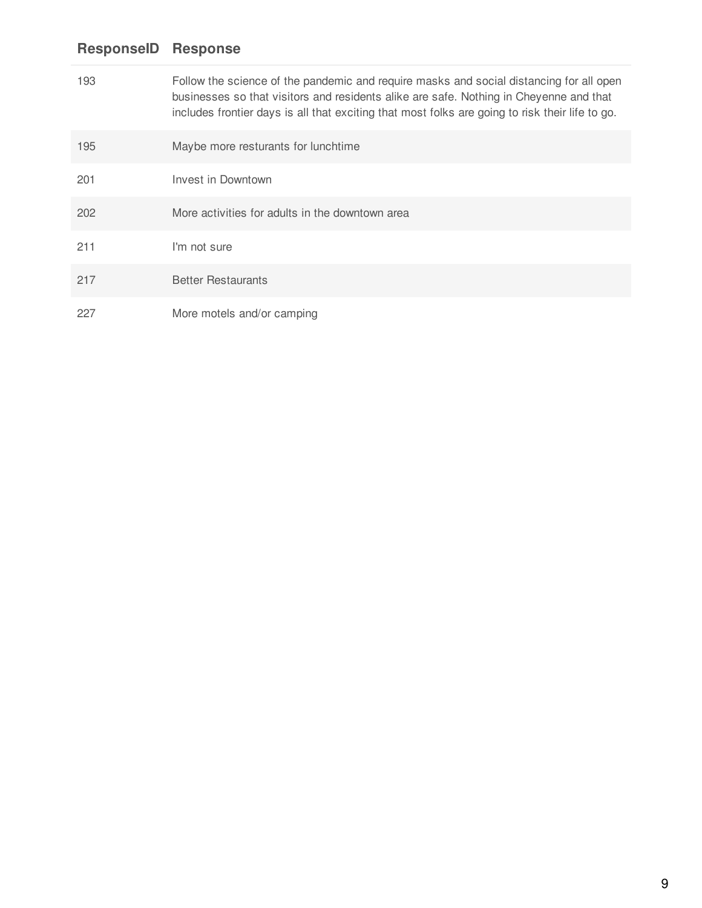| ResponseID | Response |
|---|---|
| 193 | Follow the science of the pandemic and require masks and social distancing for all open businesses so that visitors and residents alike are safe. Nothing in Cheyenne and that includes frontier days is all that exciting that most folks are going to risk their life to go. |
| 195 | Maybe more resturants for lunchtime |
| 201 | Invest in Downtown |
| 202 | More activities for adults in the downtown area |
| 211 | I'm not sure |
| 217 | Better Restaurants |
| 227 | More motels and/or camping |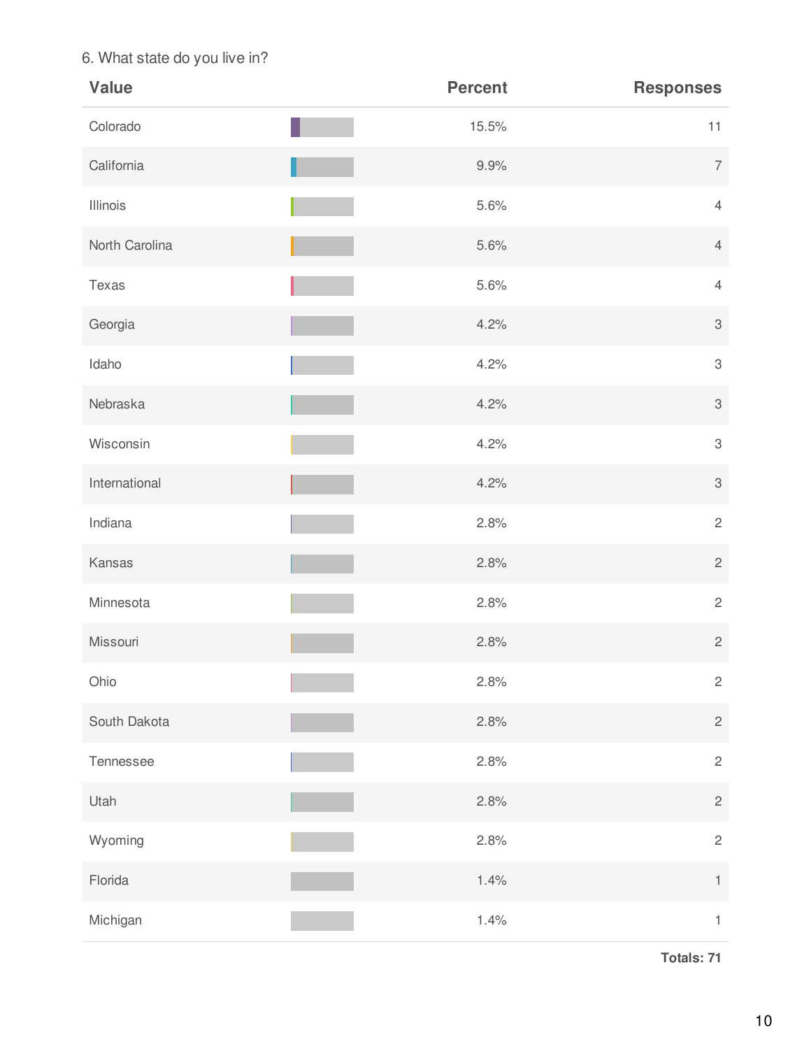6. What state do you live in?

| Value | Percent | Responses |
| --- | --- | --- |
| Colorado | 15.5% | 11 |
| California | 9.9% | 7 |
| Illinois | 5.6% | 4 |
| North Carolina | 5.6% | 4 |
| Texas | 5.6% | 4 |
| Georgia | 4.2% | 3 |
| Idaho | 4.2% | 3 |
| Nebraska | 4.2% | 3 |
| Wisconsin | 4.2% | 3 |
| International | 4.2% | 3 |
| Indiana | 2.8% | 2 |
| Kansas | 2.8% | 2 |
| Minnesota | 2.8% | 2 |
| Missouri | 2.8% | 2 |
| Ohio | 2.8% | 2 |
| South Dakota | 2.8% | 2 |
| Tennessee | 2.8% | 2 |
| Utah | 2.8% | 2 |
| Wyoming | 2.8% | 2 |
| Florida | 1.4% | 1 |
| Michigan | 1.4% | 1 |

**Totals: 71**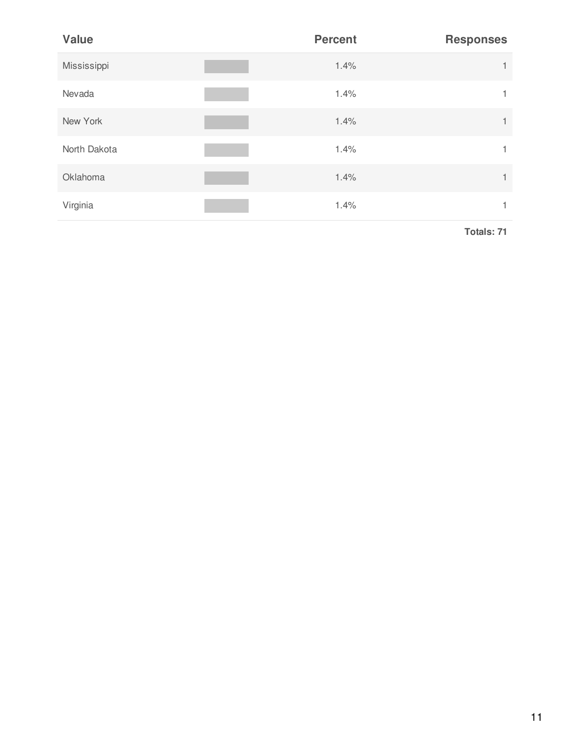| Value | Percent | Responses |
|---|---|---|
| Mississippi | 1.4% | 1 |
| Nevada | 1.4% | 1 |
| New York | 1.4% | 1 |
| North Dakota | 1.4% | 1 |
| Oklahoma | 1.4% | 1 |
| Virginia | 1.4% | 1 |

**Totals: 71**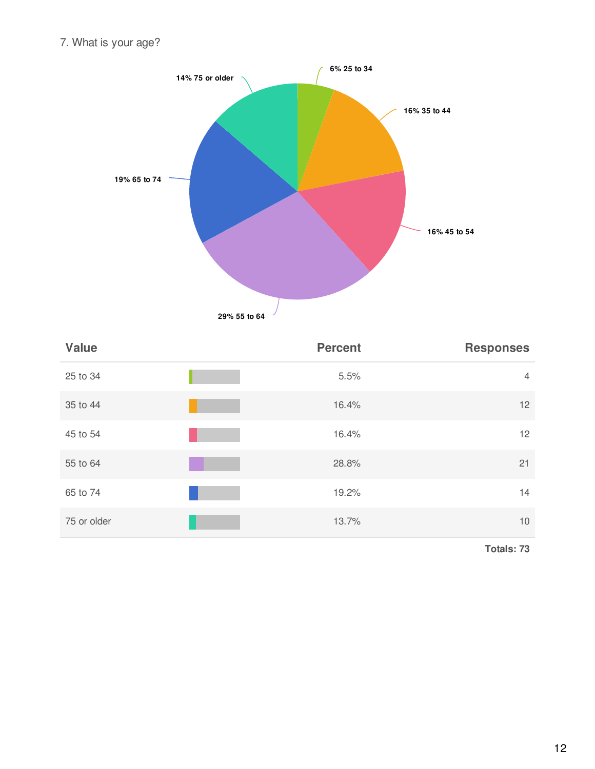7. What is your age?

| Value | Percent | Responses |
|---|---|---|
| 25 to 34 | 5.5% | 4 |
| 35 to 44 | 16.4% | 12 |
| 45 to 54 | 16.4% | 12 |
| 55 to 64 | 28.8% | 21 |
| 65 to 74 | 19.2% | 14 |
| 75 or older | 13.7% | 10 |

**Totals: 73**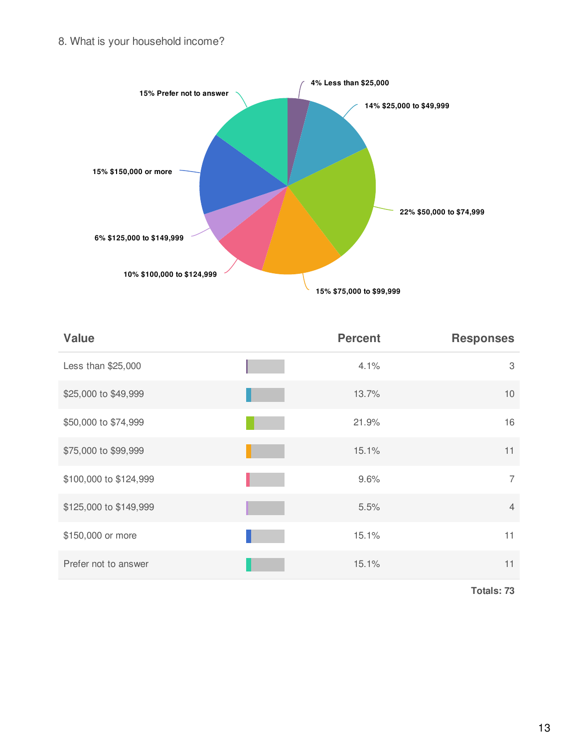8. What is your household income?

4% Less than $25,000
14% $25,000 to $49,999
22% $50,000 to $74,999
15% $75,000 to $99,999
10% $100,000 to $124,999
6% $125,000 to $149,999
15% $150,000 or more
15% Prefer not to answer

| Value | Percent | Responses |
|---|---|---|
| Less than $25,000 | 4.1% | 3 |
| $25,000 to $49,999 | 13.7% | 10 |
| $50,000 to $74,999 | 21.9% | 16 |
| $75,000 to $99,999 | 15.1% | 11 |
| $100,000 to $124,999 | 9.6% | 7 |
| $125,000 to $149,999 | 5.5% | 4 |
| $150,000 or more | 15.1% | 11 |
| Prefer not to answer | 15.1% | 11 |

**Totals: 73**